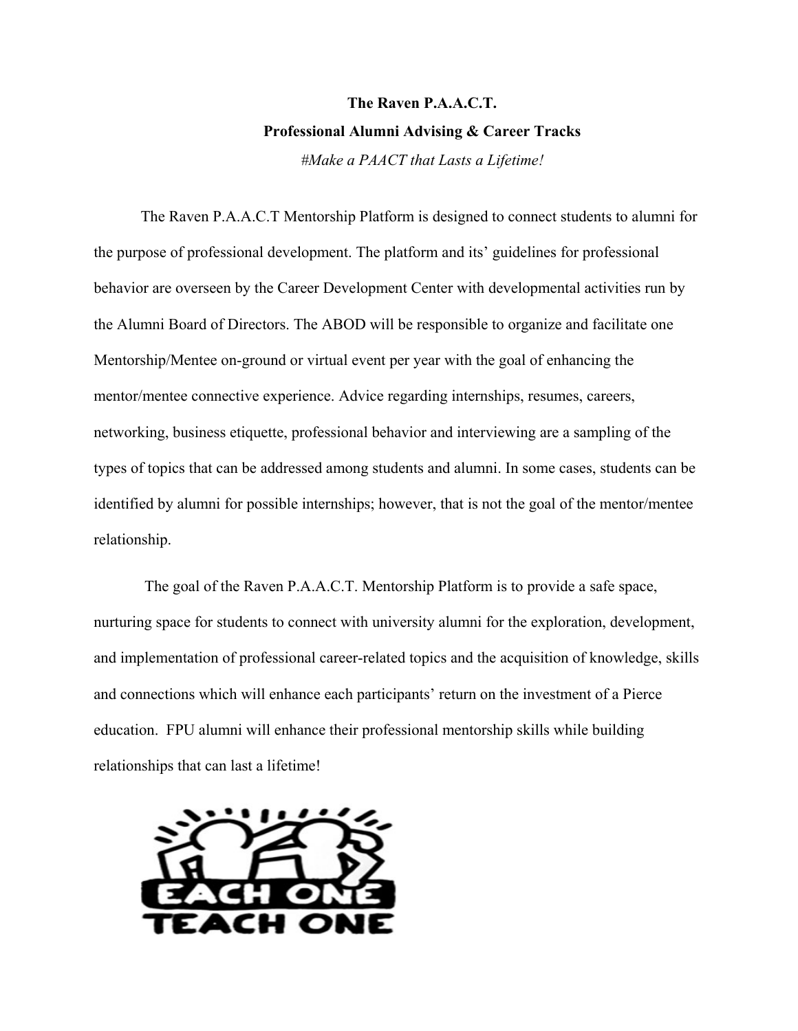**The Raven P.A.A.C.T.**

**Professional Alumni Advising & Career Tracks**

*#Make a PAACT that Lasts a Lifetime!*

The Raven P.A.A.C.T Mentorship Platform is designed to connect students to alumni for the purpose of professional development. The platform and its' guidelines for professional behavior are overseen by the Career Development Center with developmental activities run by the Alumni Board of Directors. The ABOD will be responsible to organize and facilitate one Mentorship/Mentee on-ground or virtual event per year with the goal of enhancing the mentor/mentee connective experience. Advice regarding internships, resumes, careers, networking, business etiquette, professional behavior and interviewing are a sampling of the types of topics that can be addressed among students and alumni. In some cases, students can be identified by alumni for possible internships; however, that is not the goal of the mentor/mentee relationship.

The goal of the Raven P.A.A.C.T. Mentorship Platform is to provide a safe space, nurturing space for students to connect with university alumni for the exploration, development, and implementation of professional career-related topics and the acquisition of knowledge, skills and connections which will enhance each participants' return on the investment of a Pierce education. FPU alumni will enhance their professional mentorship skills while building relationships that can last a lifetime!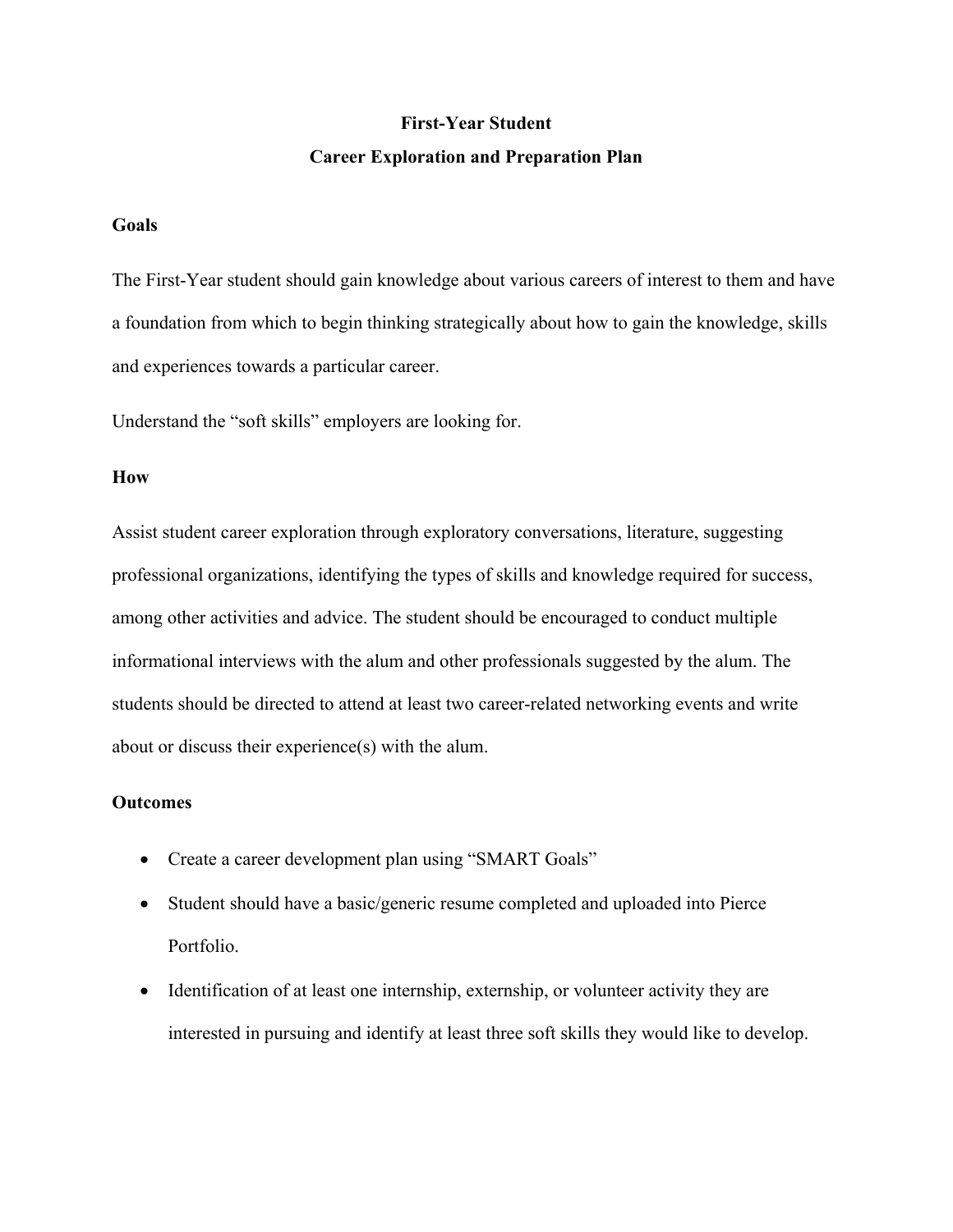**First-Year Student**

**Career Exploration and Preparation Plan**

**Goals**

The First-Year student should gain knowledge about various careers of interest to them and have a foundation from which to begin thinking strategically about how to gain the knowledge, skills and experiences towards a particular career.

Understand the "soft skills" employers are looking for.

**How**

Assist student career exploration through exploratory conversations, literature, suggesting professional organizations, identifying the types of skills and knowledge required for success, among other activities and advice. The student should be encouraged to conduct multiple informational interviews with the alum and other professionals suggested by the alum. The students should be directed to attend at least two career-related networking events and write about or discuss their experience(s) with the alum.

**Outcomes**

- Create a career development plan using "SMART Goals"
- Student should have a basic/generic resume completed and uploaded into Pierce Portfolio.
- Identification of at least one internship, externship, or volunteer activity they are interested in pursuing and identify at least three soft skills they would like to develop.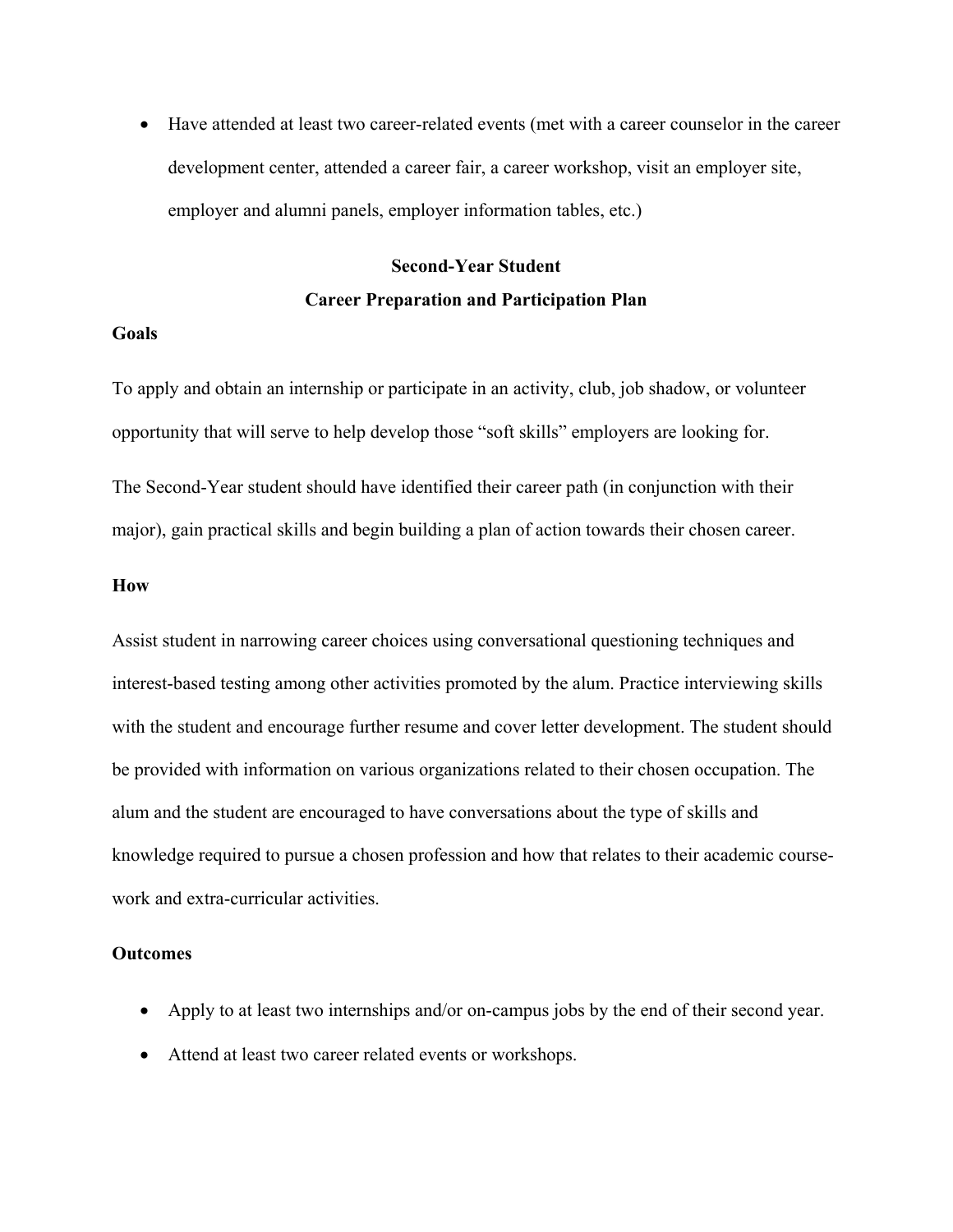- Have attended at least two career-related events (met with a career counselor in the career development center, attended a career fair, a career workshop, visit an employer site, employer and alumni panels, employer information tables, etc.)

## Second-Year Student
## Career Preparation and Participation Plan

**Goals**

To apply and obtain an internship or participate in an activity, club, job shadow, or volunteer opportunity that will serve to help develop those "soft skills" employers are looking for.

The Second-Year student should have identified their career path (in conjunction with their major), gain practical skills and begin building a plan of action towards their chosen career.

**How**

Assist student in narrowing career choices using conversational questioning techniques and interest-based testing among other activities promoted by the alum. Practice interviewing skills with the student and encourage further resume and cover letter development. The student should be provided with information on various organizations related to their chosen occupation. The alum and the student are encouraged to have conversations about the type of skills and knowledge required to pursue a chosen profession and how that relates to their academic course-work and extra-curricular activities.

**Outcomes**

- Apply to at least two internships and/or on-campus jobs by the end of their second year.
- Attend at least two career related events or workshops.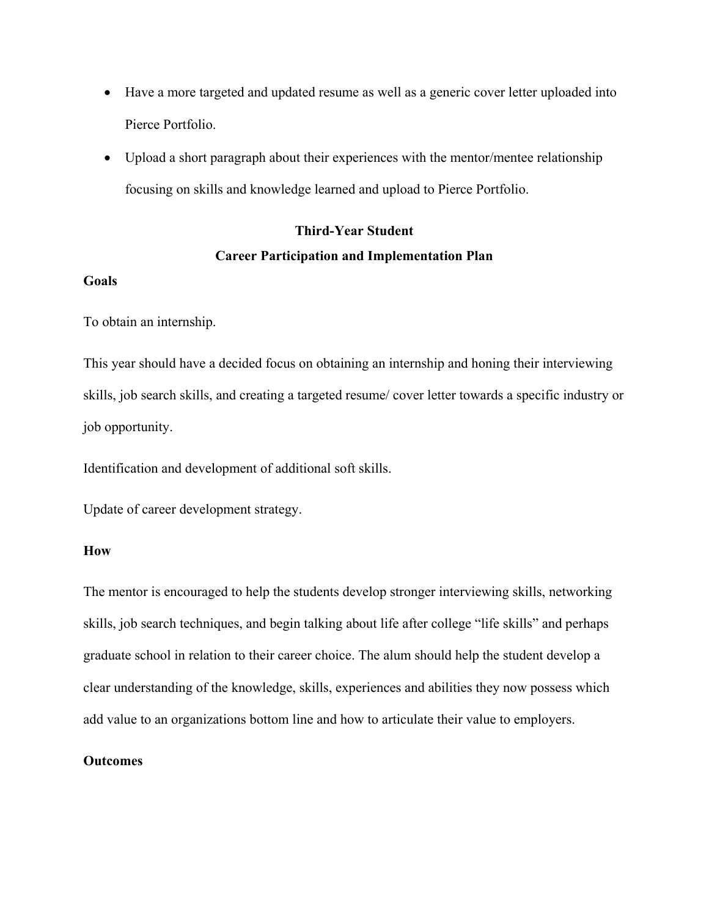- Have a more targeted and updated resume as well as a generic cover letter uploaded into Pierce Portfolio.
- Upload a short paragraph about their experiences with the mentor/mentee relationship focusing on skills and knowledge learned and upload to Pierce Portfolio.

## Third-Year Student
## Career Participation and Implementation Plan

**Goals**

To obtain an internship.

This year should have a decided focus on obtaining an internship and honing their interviewing skills, job search skills, and creating a targeted resume/ cover letter towards a specific industry or job opportunity.

Identification and development of additional soft skills.

Update of career development strategy.

**How**

The mentor is encouraged to help the students develop stronger interviewing skills, networking skills, job search techniques, and begin talking about life after college "life skills" and perhaps graduate school in relation to their career choice. The alum should help the student develop a clear understanding of the knowledge, skills, experiences and abilities they now possess which add value to an organizations bottom line and how to articulate their value to employers.

**Outcomes**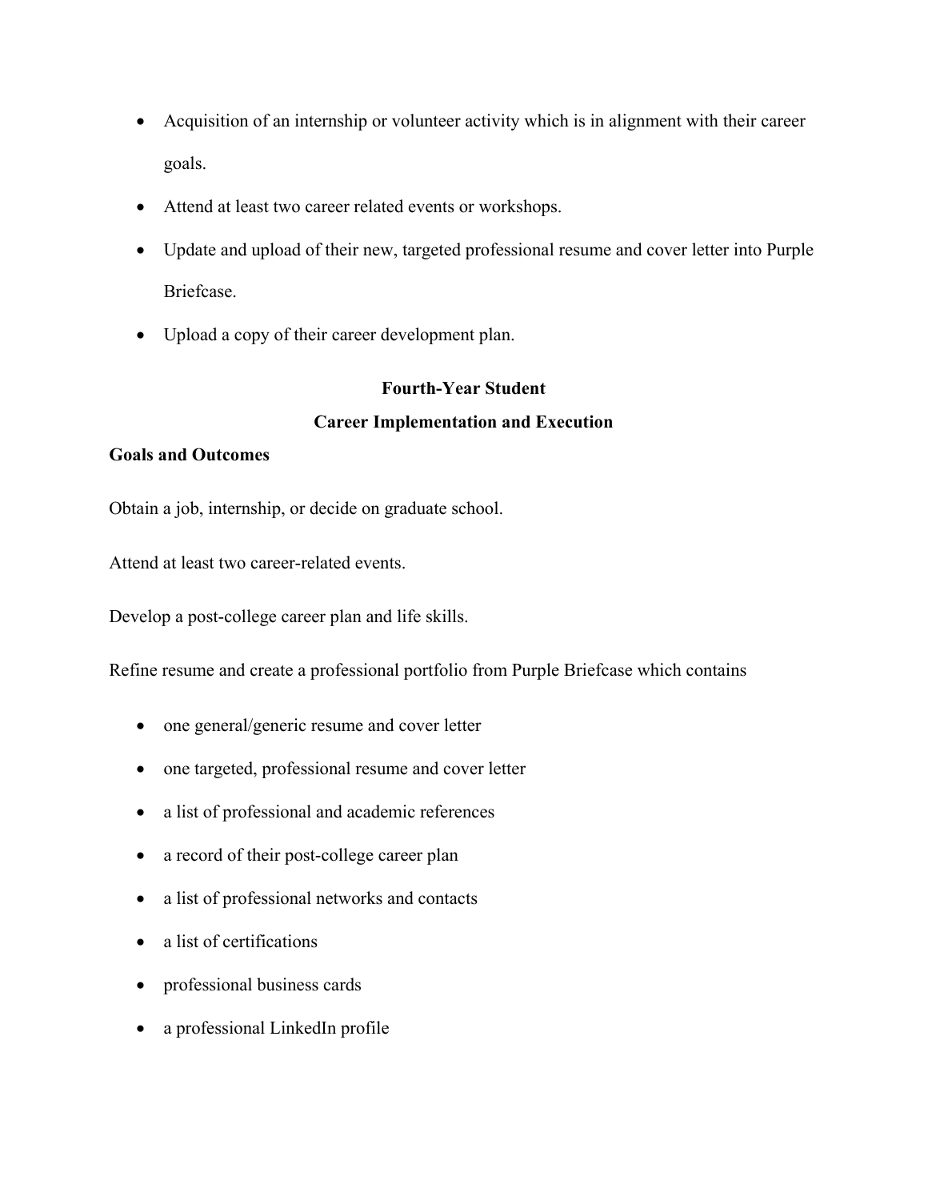- Acquisition of an internship or volunteer activity which is in alignment with their career goals.
- Attend at least two career related events or workshops.
- Update and upload of their new, targeted professional resume and cover letter into Purple Briefcase.
- Upload a copy of their career development plan.

## Fourth-Year Student

## Career Implementation and Execution

**Goals and Outcomes**

Obtain a job, internship, or decide on graduate school.

Attend at least two career-related events.

Develop a post-college career plan and life skills.

Refine resume and create a professional portfolio from Purple Briefcase which contains

- one general/generic resume and cover letter
- one targeted, professional resume and cover letter
- a list of professional and academic references
- a record of their post-college career plan
- a list of professional networks and contacts
- a list of certifications
- professional business cards
- a professional LinkedIn profile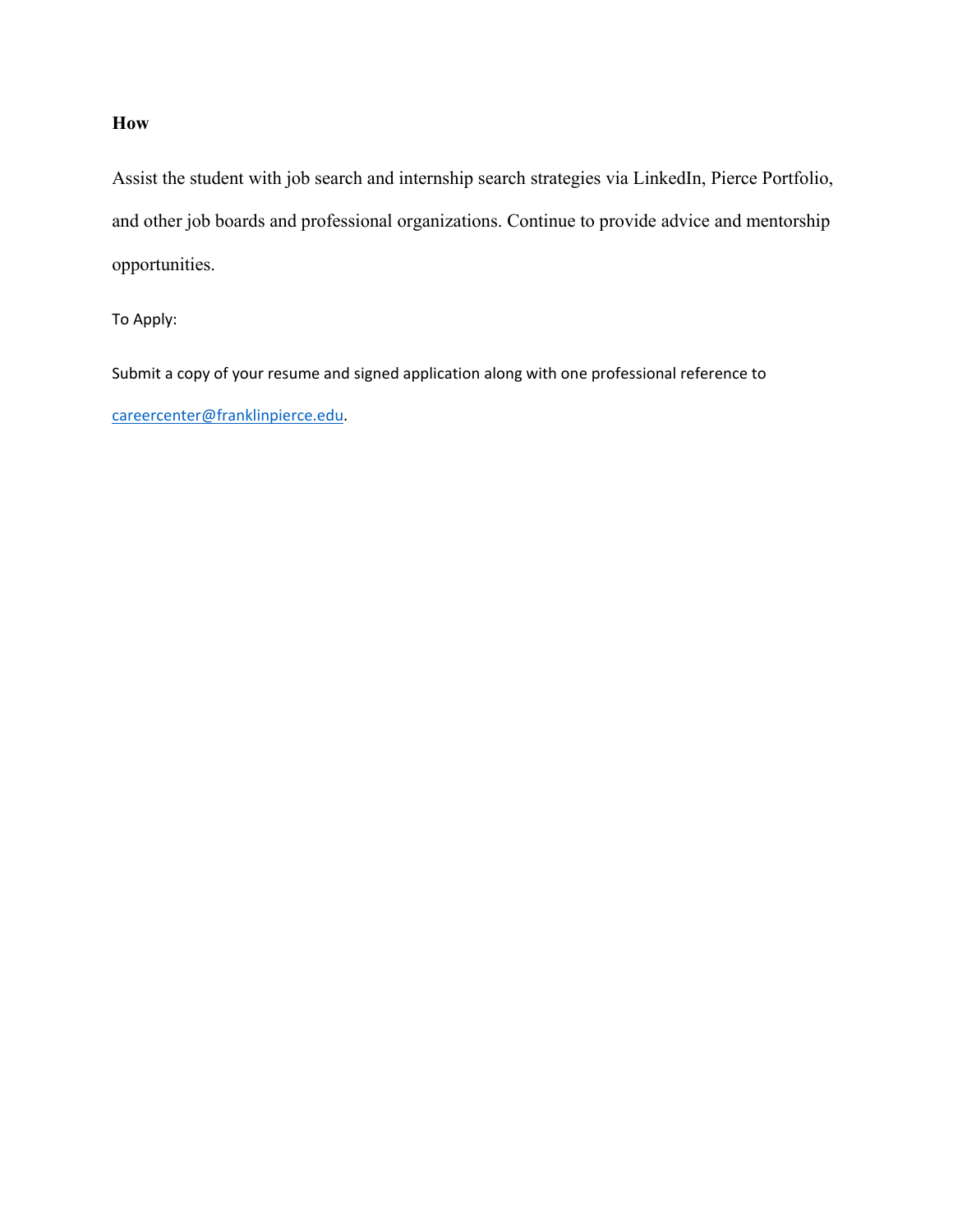**How**

Assist the student with job search and internship search strategies via LinkedIn, Pierce Portfolio, and other job boards and professional organizations. Continue to provide advice and mentorship opportunities.

To Apply:

Submit a copy of your resume and signed application along with one professional reference to careercenter@franklinpierce.edu.